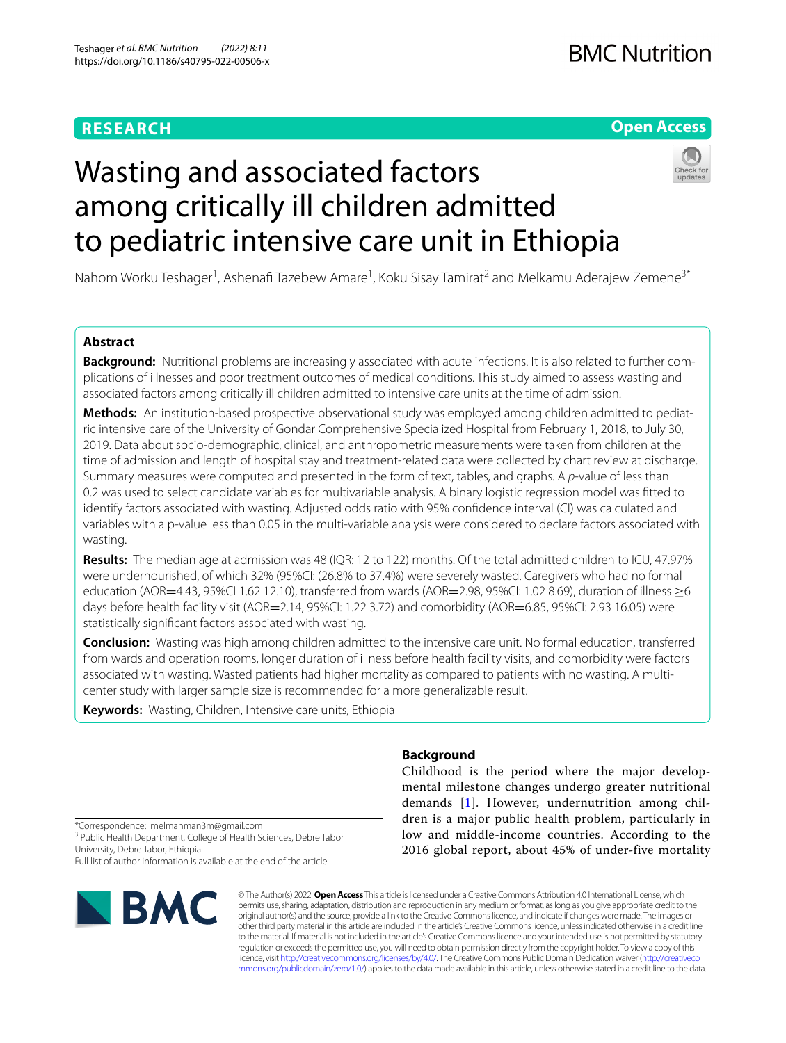**RESEARCH** **Open Access**

# Wasting and associated factors among critically ill children admitted to pediatric intensive care unit in Ethiopia

Nahom Worku Teshager[1], Ashenafi Tazebew Amare[1], Koku Sisay Tamirat[2] and Melkamu Aderajew Zemene[3*]

## Abstract

**Background:** Nutritional problems are increasingly associated with acute infections. It is also related to further complications of illnesses and poor treatment outcomes of medical conditions. This study aimed to assess wasting and associated factors among critically ill children admitted to intensive care units at the time of admission.

**Methods:** An institution-based prospective observational study was employed among children admitted to pediatric intensive care of the University of Gondar Comprehensive Specialized Hospital from February 1, 2018, to July 30, 2019. Data about socio-demographic, clinical, and anthropometric measurements were taken from children at the time of admission and length of hospital stay and treatment-related data were collected by chart review at discharge. Summary measures were computed and presented in the form of text, tables, and graphs. A *p*-value of less than 0.2 was used to select candidate variables for multivariable analysis. A binary logistic regression model was fitted to identify factors associated with wasting. Adjusted odds ratio with 95% confidence interval (CI) was calculated and variables with a p-value less than 0.05 in the multi-variable analysis were considered to declare factors associated with wasting.

**Results:** The median age at admission was 48 (IQR: 12 to 122) months. Of the total admitted children to ICU, 47.97% were undernourished, of which 32% (95%CI: (26.8% to 37.4%) were severely wasted. Caregivers who had no formal education (AOR=4.43, 95%CI 1.62 12.10), transferred from wards (AOR=2.98, 95%CI: 1.02 8.69), duration of illness ≥6 days before health facility visit (AOR=2.14, 95%CI: 1.22 3.72) and comorbidity (AOR=6.85, 95%CI: 2.93 16.05) were statistically significant factors associated with wasting.

**Conclusion:** Wasting was high among children admitted to the intensive care unit. No formal education, transferred from wards and operation rooms, longer duration of illness before health facility visits, and comorbidity were factors associated with wasting. Wasted patients had higher mortality as compared to patients with no wasting. A multicenter study with larger sample size is recommended for a more generalizable result.

**Keywords:** Wasting, Children, Intensive care units, Ethiopia

## Background

Childhood is the period where the major developmental milestone changes undergo greater nutritional demands [1]. However, undernutrition among children is a major public health problem, particularly in low and middle-income countries. According to the 2016 global report, about 45% of under-five mortality

*Correspondence: melmahman3m@gmail.com
[3] Public Health Department, College of Health Sciences, Debre Tabor University, Debre Tabor, Ethiopia
Full list of author information is available at the end of the article

© The Author(s) 2022. **Open Access** This article is licensed under a Creative Commons Attribution 4.0 International License, which permits use, sharing, adaptation, distribution and reproduction in any medium or format, as long as you give appropriate credit to the original author(s) and the source, provide a link to the Creative Commons licence, and indicate if changes were made. The images or other third party material in this article are included in the article's Creative Commons licence, unless indicated otherwise in a credit line to the material. If material is not included in the article's Creative Commons licence and your intended use is not permitted by statutory regulation or exceeds the permitted use, you will need to obtain permission directly from the copyright holder. To view a copy of this licence, visit http://creativecommons.org/licenses/by/4.0/. The Creative Commons Public Domain Dedication waiver (http://creativecommons.org/publicdomain/zero/1.0/) applies to the data made available in this article, unless otherwise stated in a credit line to the data.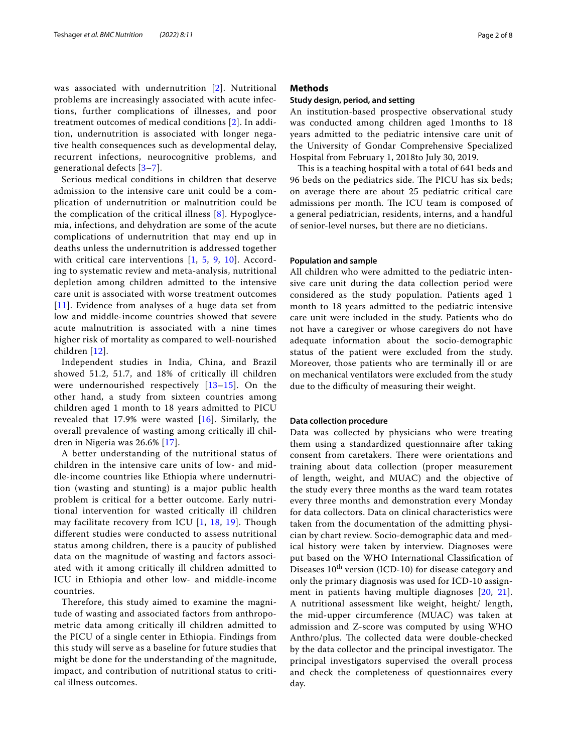was associated with undernutrition [2]. Nutritional problems are increasingly associated with acute infections, further complications of illnesses, and poor treatment outcomes of medical conditions [2]. In addition, undernutrition is associated with longer negative health consequences such as developmental delay, recurrent infections, neurocognitive problems, and generational defects [3–7].

Serious medical conditions in children that deserve admission to the intensive care unit could be a complication of undernutrition or malnutrition could be the complication of the critical illness [8]. Hypoglycemia, infections, and dehydration are some of the acute complications of undernutrition that may end up in deaths unless the undernutrition is addressed together with critical care interventions [1, 5, 9, 10]. According to systematic review and meta-analysis, nutritional depletion among children admitted to the intensive care unit is associated with worse treatment outcomes [11]. Evidence from analyses of a huge data set from low and middle-income countries showed that severe acute malnutrition is associated with a nine times higher risk of mortality as compared to well-nourished children [12].

Independent studies in India, China, and Brazil showed 51.2, 51.7, and 18% of critically ill children were undernourished respectively [13–15]. On the other hand, a study from sixteen countries among children aged 1 month to 18 years admitted to PICU revealed that 17.9% were wasted [16]. Similarly, the overall prevalence of wasting among critically ill children in Nigeria was 26.6% [17].

A better understanding of the nutritional status of children in the intensive care units of low- and middle-income countries like Ethiopia where undernutrition (wasting and stunting) is a major public health problem is critical for a better outcome. Early nutritional intervention for wasted critically ill children may facilitate recovery from ICU [1, 18, 19]. Though different studies were conducted to assess nutritional status among children, there is a paucity of published data on the magnitude of wasting and factors associated with it among critically ill children admitted to ICU in Ethiopia and other low- and middle-income countries.

Therefore, this study aimed to examine the magnitude of wasting and associated factors from anthropometric data among critically ill children admitted to the PICU of a single center in Ethiopia. Findings from this study will serve as a baseline for future studies that might be done for the understanding of the magnitude, impact, and contribution of nutritional status to critical illness outcomes.

## Methods

### Study design, period, and setting

An institution-based prospective observational study was conducted among children aged 1months to 18 years admitted to the pediatric intensive care unit of the University of Gondar Comprehensive Specialized Hospital from February 1, 2018to July 30, 2019.

This is a teaching hospital with a total of 641 beds and 96 beds on the pediatrics side. The PICU has six beds; on average there are about 25 pediatric critical care admissions per month. The ICU team is composed of a general pediatrician, residents, interns, and a handful of senior-level nurses, but there are no dieticians.

### Population and sample

All children who were admitted to the pediatric intensive care unit during the data collection period were considered as the study population. Patients aged 1 month to 18 years admitted to the pediatric intensive care unit were included in the study. Patients who do not have a caregiver or whose caregivers do not have adequate information about the socio-demographic status of the patient were excluded from the study. Moreover, those patients who are terminally ill or are on mechanical ventilators were excluded from the study due to the difficulty of measuring their weight.

### Data collection procedure

Data was collected by physicians who were treating them using a standardized questionnaire after taking consent from caretakers. There were orientations and training about data collection (proper measurement of length, weight, and MUAC) and the objective of the study every three months as the ward team rotates every three months and demonstration every Monday for data collectors. Data on clinical characteristics were taken from the documentation of the admitting physician by chart review. Socio-demographic data and medical history were taken by interview. Diagnoses were put based on the WHO International Classification of Diseases 10$^{th}$ version (ICD-10) for disease category and only the primary diagnosis was used for ICD-10 assignment in patients having multiple diagnoses [20, 21]. A nutritional assessment like weight, height/ length, the mid-upper circumference (MUAC) was taken at admission and Z-score was computed by using WHO Anthro/plus. The collected data were double-checked by the data collector and the principal investigator. The principal investigators supervised the overall process and check the completeness of questionnaires every day.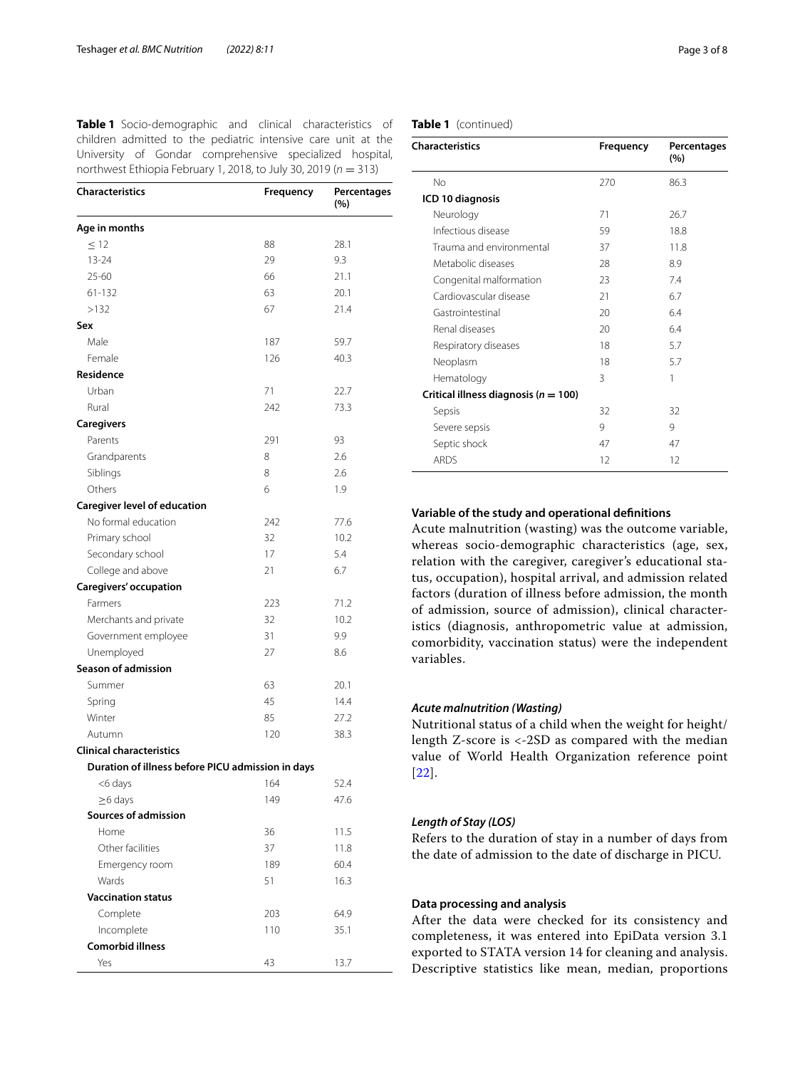**Table 1** Socio-demographic and clinical characteristics of children admitted to the pediatric intensive care unit at the University of Gondar comprehensive specialized hospital, northwest Ethiopia February 1, 2018, to July 30, 2019 ($n = 313$)

| Characteristics | Frequency | Percentages (%) |
|---|---|---|
| **Age in months** | | |
| ≤ 12 | 88 | 28.1 |
| 13-24 | 29 | 9.3 |
| 25-60 | 66 | 21.1 |
| 61-132 | 63 | 20.1 |
| >132 | 67 | 21.4 |
| **Sex** | | |
| Male | 187 | 59.7 |
| Female | 126 | 40.3 |
| **Residence** | | |
| Urban | 71 | 22.7 |
| Rural | 242 | 73.3 |
| **Caregivers** | | |
| Parents | 291 | 93 |
| Grandparents | 8 | 2.6 |
| Siblings | 8 | 2.6 |
| Others | 6 | 1.9 |
| **Caregiver level of education** | | |
| No formal education | 242 | 77.6 |
| Primary school | 32 | 10.2 |
| Secondary school | 17 | 5.4 |
| College and above | 21 | 6.7 |
| **Caregivers' occupation** | | |
| Farmers | 223 | 71.2 |
| Merchants and private | 32 | 10.2 |
| Government employee | 31 | 9.9 |
| Unemployed | 27 | 8.6 |
| **Season of admission** | | |
| Summer | 63 | 20.1 |
| Spring | 45 | 14.4 |
| Winter | 85 | 27.2 |
| Autumn | 120 | 38.3 |
| **Clinical characteristics** | | |
| **Duration of illness before PICU admission in days** | | |
| <6 days | 164 | 52.4 |
| ≥6 days | 149 | 47.6 |
| **Sources of admission** | | |
| Home | 36 | 11.5 |
| Other facilities | 37 | 11.8 |
| Emergency room | 189 | 60.4 |
| Wards | 51 | 16.3 |
| **Vaccination status** | | |
| Complete | 203 | 64.9 |
| Incomplete | 110 | 35.1 |
| **Comorbid illness** | | |
| Yes | 43 | 13.7 |
| No | 270 | 86.3 |
| **ICD 10 diagnosis** | | |
| Neurology | 71 | 26.7 |
| Infectious disease | 59 | 18.8 |
| Trauma and environmental | 37 | 11.8 |
| Metabolic diseases | 28 | 8.9 |
| Congenital malformation | 23 | 7.4 |
| Cardiovascular disease | 21 | 6.7 |
| Gastrointestinal | 20 | 6.4 |
| Renal diseases | 20 | 6.4 |
| Respiratory diseases | 18 | 5.7 |
| Neoplasm | 18 | 5.7 |
| Hematology | 3 | 1 |
| **Critical illness diagnosis ($n = 100$)** | | |
| Sepsis | 32 | 32 |
| Severe sepsis | 9 | 9 |
| Septic shock | 47 | 47 |
| ARDS | 12 | 12 |

### Variable of the study and operational definitions

Acute malnutrition (wasting) was the outcome variable, whereas socio-demographic characteristics (age, sex, relation with the caregiver, caregiver's educational status, occupation), hospital arrival, and admission related factors (duration of illness before admission, the month of admission, source of admission), clinical characteristics (diagnosis, anthropometric value at admission, comorbidity, vaccination status) were the independent variables.

#### *Acute malnutrition (Wasting)*

Nutritional status of a child when the weight for height/length Z-score is <-2SD as compared with the median value of World Health Organization reference point [22].

#### *Length of Stay (LOS)*

Refers to the duration of stay in a number of days from the date of admission to the date of discharge in PICU.

### Data processing and analysis

After the data were checked for its consistency and completeness, it was entered into EpiData version 3.1 exported to STATA version 14 for cleaning and analysis. Descriptive statistics like mean, median, proportions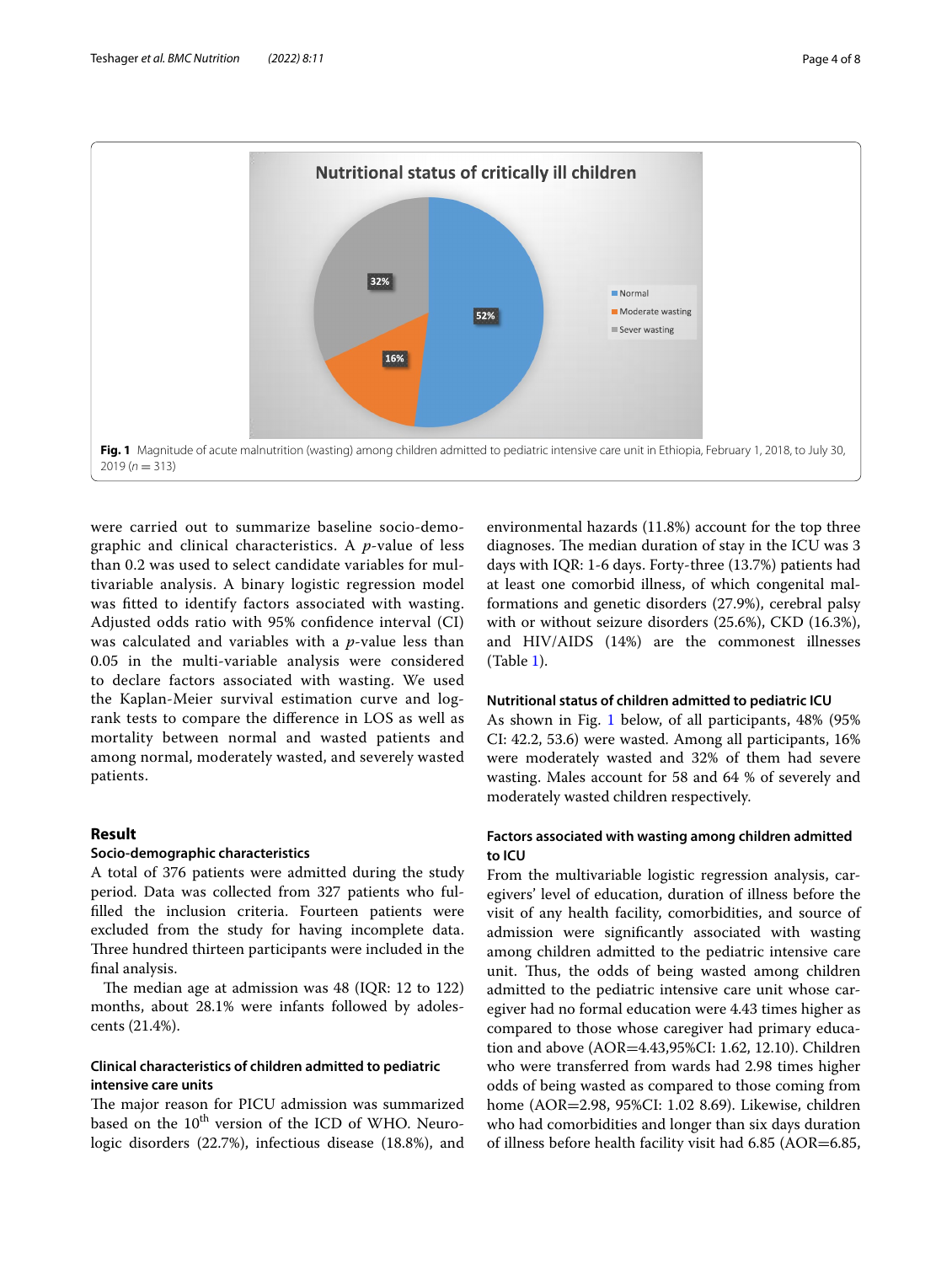Nutritional status of critically ill children

32%

16%

52%

Normal

Moderate wasting

Sever wasting

**Fig. 1** Magnitude of acute malnutrition (wasting) among children admitted to pediatric intensive care unit in Ethiopia, February 1, 2018, to July 30, 2019 ($n = 313$)

were carried out to summarize baseline socio-demographic and clinical characteristics. A *p*-value of less than 0.2 was used to select candidate variables for multivariable analysis. A binary logistic regression model was fitted to identify factors associated with wasting. Adjusted odds ratio with 95% confidence interval (CI) was calculated and variables with a *p*-value less than 0.05 in the multi-variable analysis were considered to declare factors associated with wasting. We used the Kaplan-Meier survival estimation curve and log-rank tests to compare the difference in LOS as well as mortality between normal and wasted patients and among normal, moderately wasted, and severely wasted patients.

## Result

### Socio-demographic characteristics

A total of 376 patients were admitted during the study period. Data was collected from 327 patients who fulfilled the inclusion criteria. Fourteen patients were excluded from the study for having incomplete data. Three hundred thirteen participants were included in the final analysis.

The median age at admission was 48 (IQR: 12 to 122) months, about 28.1% were infants followed by adolescents (21.4%).

### Clinical characteristics of children admitted to pediatric intensive care units

The major reason for PICU admission was summarized based on the $10^{th}$ version of the ICD of WHO. Neurologic disorders (22.7%), infectious disease (18.8%), and environmental hazards (11.8%) account for the top three diagnoses. The median duration of stay in the ICU was 3 days with IQR: 1-6 days. Forty-three (13.7%) patients had at least one comorbid illness, of which congenital malformations and genetic disorders (27.9%), cerebral palsy with or without seizure disorders (25.6%), CKD (16.3%), and HIV/AIDS (14%) are the commonest illnesses (Table 1).

### Nutritional status of children admitted to pediatric ICU

As shown in Fig. 1 below, of all participants, 48% (95% CI: 42.2, 53.6) were wasted. Among all participants, 16% were moderately wasted and 32% of them had severe wasting. Males account for 58 and 64 % of severely and moderately wasted children respectively.

### Factors associated with wasting among children admitted to ICU

From the multivariable logistic regression analysis, caregivers' level of education, duration of illness before the visit of any health facility, comorbidities, and source of admission were significantly associated with wasting among children admitted to the pediatric intensive care unit. Thus, the odds of being wasted among children admitted to the pediatric intensive care unit whose caregiver had no formal education were 4.43 times higher as compared to those whose caregiver had primary education and above (AOR=4.43,95%CI: 1.62, 12.10). Children who were transferred from wards had 2.98 times higher odds of being wasted as compared to those coming from home (AOR=2.98, 95%CI: 1.02 8.69). Likewise, children who had comorbidities and longer than six days duration of illness before health facility visit had 6.85 (AOR=6.85,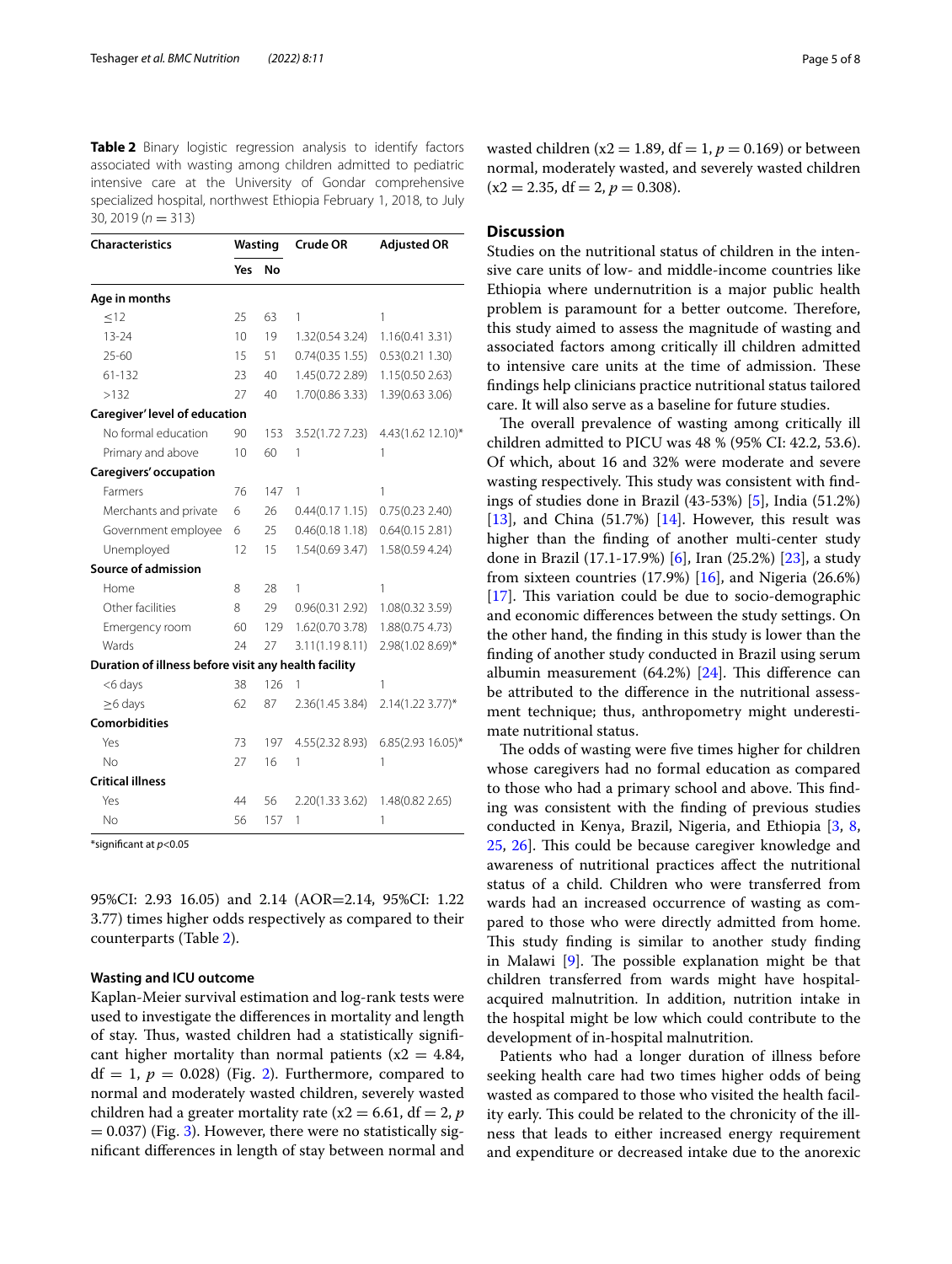**Table 2** Binary logistic regression analysis to identify factors associated with wasting among children admitted to pediatric intensive care at the University of Gondar comprehensive specialized hospital, northwest Ethiopia February 1, 2018, to July 30, 2019 ($n = 313$)

| Characteristics | Wasting | | Crude OR | Adjusted OR |
|---|---|---|---|---|
| | Yes | No | | |
| **Age in months** | | | | |
| ≤12 | 25 | 63 | 1 | 1 |
| 13-24 | 10 | 19 | 1.32(0.54 3.24) | 1.16(0.41 3.31) |
| 25-60 | 15 | 51 | 0.74(0.35 1.55) | 0.53(0.21 1.30) |
| 61-132 | 23 | 40 | 1.45(0.72 2.89) | 1.15(0.50 2.63) |
| >132 | 27 | 40 | 1.70(0.86 3.33) | 1.39(0.63 3.06) |
| **Caregiver' level of education** | | | | |
| No formal education | 90 | 153 | 3.52(1.72 7.23) | 4.43(1.62 12.10)* |
| Primary and above | 10 | 60 | 1 | 1 |
| **Caregivers' occupation** | | | | |
| Farmers | 76 | 147 | 1 | 1 |
| Merchants and private | 6 | 26 | 0.44(0.17 1.15) | 0.75(0.23 2.40) |
| Government employee | 6 | 25 | 0.46(0.18 1.18) | 0.64(0.15 2.81) |
| Unemployed | 12 | 15 | 1.54(0.69 3.47) | 1.58(0.59 4.24) |
| **Source of admission** | | | | |
| Home | 8 | 28 | 1 | 1 |
| Other facilities | 8 | 29 | 0.96(0.31 2.92) | 1.08(0.32 3.59) |
| Emergency room | 60 | 129 | 1.62(0.70 3.78) | 1.88(0.75 4.73) |
| Wards | 24 | 27 | 3.11(1.19 8.11) | 2.98(1.02 8.69)* |
| **Duration of illness before visit any health facility** | | | | |
| <6 days | 38 | 126 | 1 | 1 |
| ≥6 days | 62 | 87 | 2.36(1.45 3.84) | 2.14(1.22 3.77)* |
| **Comorbidities** | | | | |
| Yes | 73 | 197 | 4.55(2.32 8.93) | 6.85(2.93 16.05)* |
| No | 27 | 16 | 1 | 1 |
| **Critical illness** | | | | |
| Yes | 44 | 56 | 2.20(1.33 3.62) | 1.48(0.82 2.65) |
| No | 56 | 157 | 1 | 1 |

*significant at $p<0.05$

95%CI: 2.93 16.05) and 2.14 (AOR=2.14, 95%CI: 1.22 3.77) times higher odds respectively as compared to their counterparts (Table 2).

### Wasting and ICU outcome

Kaplan-Meier survival estimation and log-rank tests were used to investigate the differences in mortality and length of stay. Thus, wasted children had a statistically significant higher mortality than normal patients ($x2 = 4.84$, $df = 1$, $p = 0.028$) (Fig. 2). Furthermore, compared to normal and moderately wasted children, severely wasted children had a greater mortality rate ($x2 = 6.61$, $df = 2$, $p = 0.037$) (Fig. 3). However, there were no statistically significant differences in length of stay between normal and wasted children ($x2 = 1.89$, $df = 1$, $p = 0.169$) or between normal, moderately wasted, and severely wasted children ($x2 = 2.35$, $df = 2$, $p = 0.308$).

## Discussion

Studies on the nutritional status of children in the intensive care units of low- and middle-income countries like Ethiopia where undernutrition is a major public health problem is paramount for a better outcome. Therefore, this study aimed to assess the magnitude of wasting and associated factors among critically ill children admitted to intensive care units at the time of admission. These findings help clinicians practice nutritional status tailored care. It will also serve as a baseline for future studies.

The overall prevalence of wasting among critically ill children admitted to PICU was 48 % (95% CI: 42.2, 53.6). Of which, about 16 and 32% were moderate and severe wasting respectively. This study was consistent with findings of studies done in Brazil (43-53%) [5], India (51.2%) [13], and China (51.7%) [14]. However, this result was higher than the finding of another multi-center study done in Brazil (17.1-17.9%) [6], Iran (25.2%) [23], a study from sixteen countries (17.9%) [16], and Nigeria (26.6%) [17]. This variation could be due to socio-demographic and economic differences between the study settings. On the other hand, the finding in this study is lower than the finding of another study conducted in Brazil using serum albumin measurement (64.2%) [24]. This difference can be attributed to the difference in the nutritional assessment technique; thus, anthropometry might underestimate nutritional status.

The odds of wasting were five times higher for children whose caregivers had no formal education as compared to those who had a primary school and above. This finding was consistent with the finding of previous studies conducted in Kenya, Brazil, Nigeria, and Ethiopia [3, 8, 25, 26]. This could be because caregiver knowledge and awareness of nutritional practices affect the nutritional status of a child. Children who were transferred from wards had an increased occurrence of wasting as compared to those who were directly admitted from home. This study finding is similar to another study finding in Malawi [9]. The possible explanation might be that children transferred from wards might have hospital-acquired malnutrition. In addition, nutrition intake in the hospital might be low which could contribute to the development of in-hospital malnutrition.

Patients who had a longer duration of illness before seeking health care had two times higher odds of being wasted as compared to those who visited the health facility early. This could be related to the chronicity of the illness that leads to either increased energy requirement and expenditure or decreased intake due to the anorexic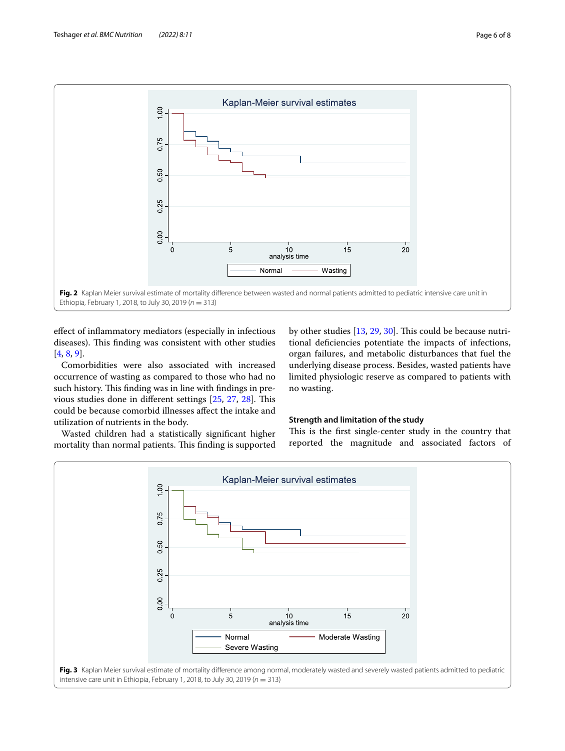Kaplan-Meier survival estimates

1.00
0.75
0.50
0.25
0.00

0
5
10
15
20
analysis time

Normal
Wasting

**Fig. 2** Kaplan Meier survival estimate of mortality difference between wasted and normal patients admitted to pediatric intensive care unit in Ethiopia, February 1, 2018, to July 30, 2019 ($n = 313$)

effect of inflammatory mediators (especially in infectious diseases). This finding was consistent with other studies [4, 8, 9].

Comorbidities were also associated with increased occurrence of wasting as compared to those who had no such history. This finding was in line with findings in previous studies done in different settings [25, 27, 28]. This could be because comorbid illnesses affect the intake and utilization of nutrients in the body.

Wasted children had a statistically significant higher mortality than normal patients. This finding is supported by other studies [13, 29, 30]. This could be because nutritional deficiencies potentiate the impacts of infections, organ failures, and metabolic disturbances that fuel the underlying disease process. Besides, wasted patients have limited physiologic reserve as compared to patients with no wasting.

### Strength and limitation of the study

This is the first single-center study in the country that reported the magnitude and associated factors of

Kaplan-Meier survival estimates

1.00
0.75
0.50
0.25
0.00

0
5
10
15
20
analysis time

Normal
Moderate Wasting
Severe Wasting

**Fig. 3** Kaplan Meier survival estimate of mortality difference among normal, moderately wasted and severely wasted patients admitted to pediatric intensive care unit in Ethiopia, February 1, 2018, to July 30, 2019 ($n = 313$)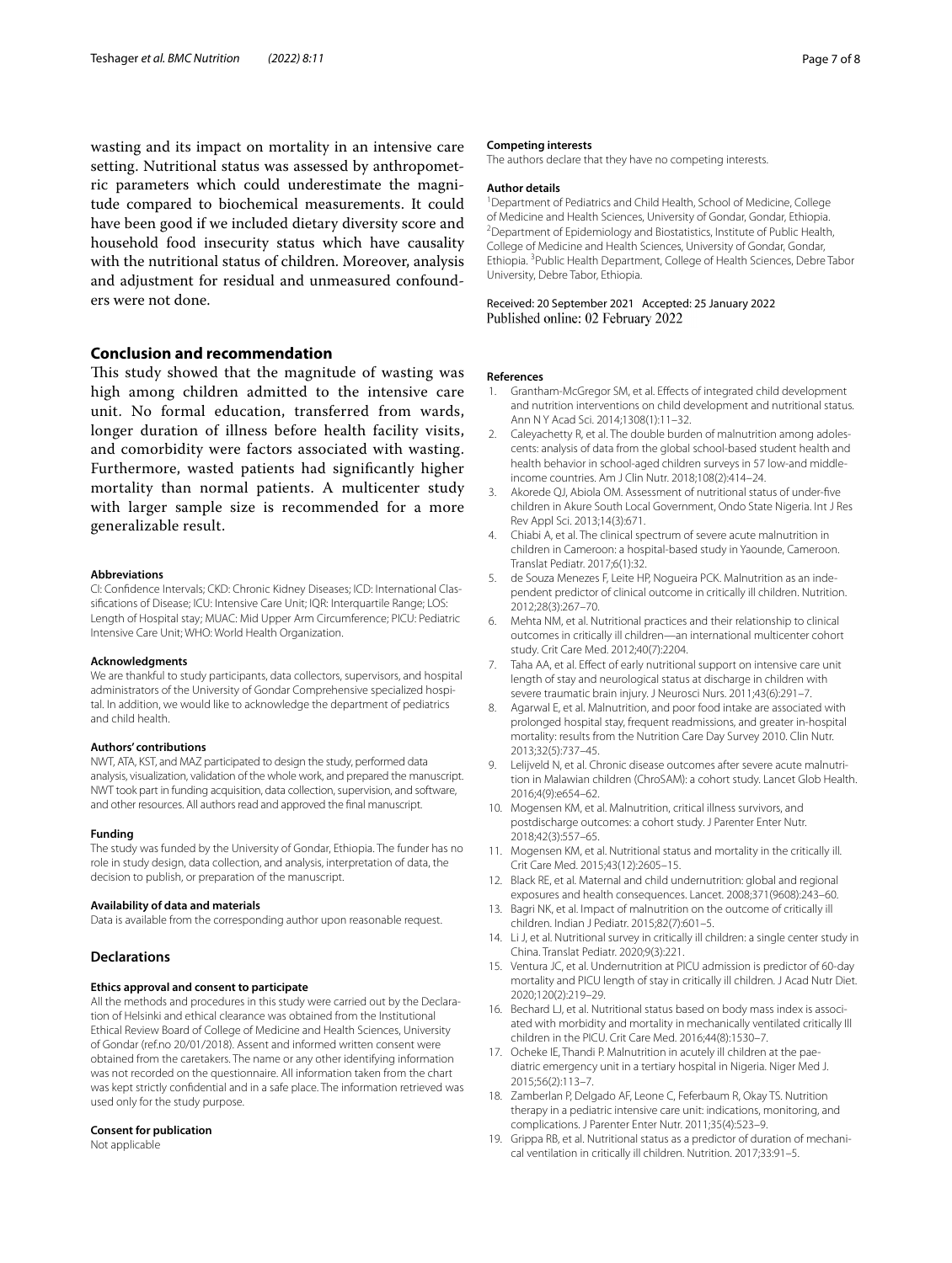wasting and its impact on mortality in an intensive care setting. Nutritional status was assessed by anthropometric parameters which could underestimate the magnitude compared to biochemical measurements. It could have been good if we included dietary diversity score and household food insecurity status which have causality with the nutritional status of children. Moreover, analysis and adjustment for residual and unmeasured confounders were not done.

## Conclusion and recommendation

This study showed that the magnitude of wasting was high among children admitted to the intensive care unit. No formal education, transferred from wards, longer duration of illness before health facility visits, and comorbidity were factors associated with wasting. Furthermore, wasted patients had significantly higher mortality than normal patients. A multicenter study with larger sample size is recommended for a more generalizable result.

#### Abbreviations

CI: Confidence Intervals; CKD: Chronic Kidney Diseases; ICD: International Classifications of Disease; ICU: Intensive Care Unit; IQR: Interquartile Range; LOS: Length of Hospital stay; MUAC: Mid Upper Arm Circumference; PICU: Pediatric Intensive Care Unit; WHO: World Health Organization.

#### Acknowledgments

We are thankful to study participants, data collectors, supervisors, and hospital administrators of the University of Gondar Comprehensive specialized hospital. In addition, we would like to acknowledge the department of pediatrics and child health.

#### Authors' contributions

NWT, ATA, KST, and MAZ participated to design the study, performed data analysis, visualization, validation of the whole work, and prepared the manuscript. NWT took part in funding acquisition, data collection, supervision, and software, and other resources. All authors read and approved the final manuscript.

#### Funding

The study was funded by the University of Gondar, Ethiopia. The funder has no role in study design, data collection, and analysis, interpretation of data, the decision to publish, or preparation of the manuscript.

#### Availability of data and materials

Data is available from the corresponding author upon reasonable request.

### Declarations

#### Ethics approval and consent to participate

All the methods and procedures in this study were carried out by the Declaration of Helsinki and ethical clearance was obtained from the Institutional Ethical Review Board of College of Medicine and Health Sciences, University of Gondar (ref.no 20/01/2018). Assent and informed written consent were obtained from the caretakers. The name or any other identifying information was not recorded on the questionnaire. All information taken from the chart was kept strictly confidential and in a safe place. The information retrieved was used only for the study purpose.

#### Consent for publication

Not applicable

#### Competing interests

The authors declare that they have no competing interests.

#### Author details

[1]Department of Pediatrics and Child Health, School of Medicine, College of Medicine and Health Sciences, University of Gondar, Gondar, Ethiopia. [2]Department of Epidemiology and Biostatistics, Institute of Public Health, College of Medicine and Health Sciences, University of Gondar, Gondar, Ethiopia. [3]Public Health Department, College of Health Sciences, Debre Tabor University, Debre Tabor, Ethiopia.

Received: 20 September 2021 Accepted: 25 January 2022
Published online: 02 February 2022

#### References

1. Grantham-McGregor SM, et al. Effects of integrated child development and nutrition interventions on child development and nutritional status. Ann N Y Acad Sci. 2014;1308(1):11–32.
2. Caleyachetty R, et al. The double burden of malnutrition among adolescents: analysis of data from the global school-based student health and health behavior in school-aged children surveys in 57 low-and middle-income countries. Am J Clin Nutr. 2018;108(2):414–24.
3. Akorede QJ, Abiola OM. Assessment of nutritional status of under-five children in Akure South Local Government, Ondo State Nigeria. Int J Res Rev Appl Sci. 2013;14(3):671.
4. Chiabi A, et al. The clinical spectrum of severe acute malnutrition in children in Cameroon: a hospital-based study in Yaounde, Cameroon. Translat Pediatr. 2017;6(1):32.
5. de Souza Menezes F, Leite HP, Nogueira PCK. Malnutrition as an independent predictor of clinical outcome in critically ill children. Nutrition. 2012;28(3):267–70.
6. Mehta NM, et al. Nutritional practices and their relationship to clinical outcomes in critically ill children—an international multicenter cohort study. Crit Care Med. 2012;40(7):2204.
7. Taha AA, et al. Effect of early nutritional support on intensive care unit length of stay and neurological status at discharge in children with severe traumatic brain injury. J Neurosci Nurs. 2011;43(6):291–7.
8. Agarwal E, et al. Malnutrition, and poor food intake are associated with prolonged hospital stay, frequent readmissions, and greater in-hospital mortality: results from the Nutrition Care Day Survey 2010. Clin Nutr. 2013;32(5):737–45.
9. Lelijveld N, et al. Chronic disease outcomes after severe acute malnutrition in Malawian children (ChroSAM): a cohort study. Lancet Glob Health. 2016;4(9):e654–62.
10. Mogensen KM, et al. Malnutrition, critical illness survivors, and postdischarge outcomes: a cohort study. J Parenter Enter Nutr. 2018;42(3):557–65.
11. Mogensen KM, et al. Nutritional status and mortality in the critically ill. Crit Care Med. 2015;43(12):2605–15.
12. Black RE, et al. Maternal and child undernutrition: global and regional exposures and health consequences. Lancet. 2008;371(9608):243–60.
13. Bagri NK, et al. Impact of malnutrition on the outcome of critically ill children. Indian J Pediatr. 2015;82(7):601–5.
14. Li J, et al. Nutritional survey in critically ill children: a single center study in China. Translat Pediatr. 2020;9(3):221.
15. Ventura JC, et al. Undernutrition at PICU admission is predictor of 60-day mortality and PICU length of stay in critically ill children. J Acad Nutr Diet. 2020;120(2):219–29.
16. Bechard LJ, et al. Nutritional status based on body mass index is associated with morbidity and mortality in mechanically ventilated critically Ill children in the PICU. Crit Care Med. 2016;44(8):1530–7.
17. Ocheke IE, Thandi P. Malnutrition in acutely ill children at the paediatric emergency unit in a tertiary hospital in Nigeria. Niger Med J. 2015;56(2):113–7.
18. Zamberlan P, Delgado AF, Leone C, Feferbaum R, Okay TS. Nutrition therapy in a pediatric intensive care unit: indications, monitoring, and complications. J Parenter Enter Nutr. 2011;35(4):523–9.
19. Grippa RB, et al. Nutritional status as a predictor of duration of mechanical ventilation in critically ill children. Nutrition. 2017;33:91–5.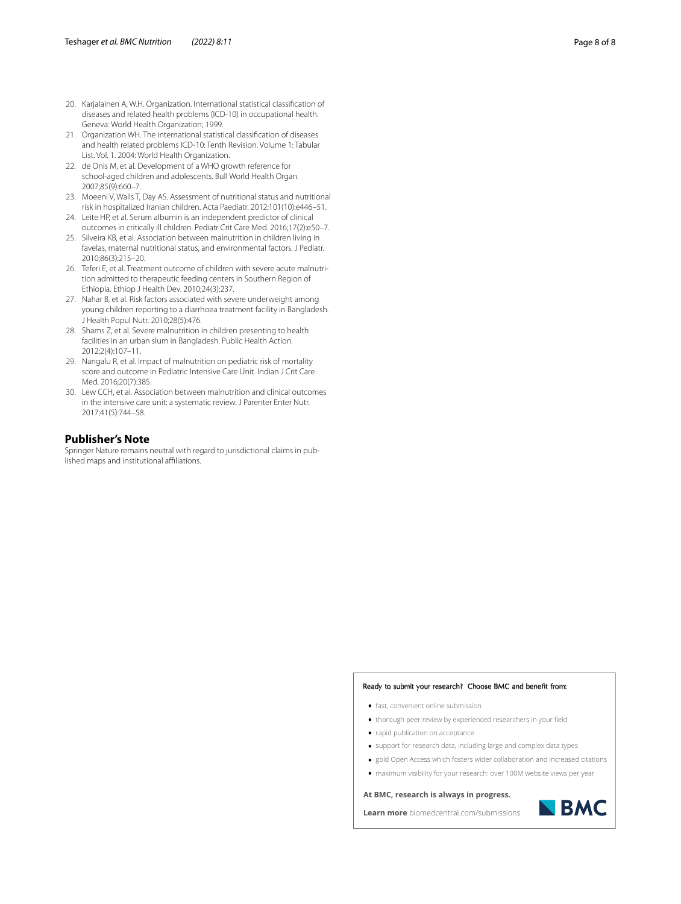20. Karjalainen A, W.H. Organization. International statistical classification of diseases and related health problems (ICD-10) in occupational health. Geneva: World Health Organization; 1999.
21. Organization WH. The international statistical classification of diseases and health related problems ICD-10: Tenth Revision. Volume 1: Tabular List. Vol. 1. 2004: World Health Organization.
22. de Onis M, et al. Development of a WHO growth reference for school-aged children and adolescents. Bull World Health Organ. 2007;85(9):660–7.
23. Moeeni V, Walls T, Day AS. Assessment of nutritional status and nutritional risk in hospitalized Iranian children. Acta Paediatr. 2012;101(10):e446–51.
24. Leite HP, et al. Serum albumin is an independent predictor of clinical outcomes in critically ill children. Pediatr Crit Care Med. 2016;17(2):e50–7.
25. Silveira KB, et al. Association between malnutrition in children living in favelas, maternal nutritional status, and environmental factors. J Pediatr. 2010;86(3):215–20.
26. Teferi E, et al. Treatment outcome of children with severe acute malnutrition admitted to therapeutic feeding centers in Southern Region of Ethiopia. Ethiop J Health Dev. 2010;24(3):237.
27. Nahar B, et al. Risk factors associated with severe underweight among young children reporting to a diarrhoea treatment facility in Bangladesh. J Health Popul Nutr. 2010;28(5):476.
28. Shams Z, et al. Severe malnutrition in children presenting to health facilities in an urban slum in Bangladesh. Public Health Action. 2012;2(4):107–11.
29. Nangalu R, et al. Impact of malnutrition on pediatric risk of mortality score and outcome in Pediatric Intensive Care Unit. Indian J Crit Care Med. 2016;20(7):385.
30. Lew CCH, et al. Association between malnutrition and clinical outcomes in the intensive care unit: a systematic review. J Parenter Enter Nutr. 2017;41(5):744–58.

## Publisher's Note

Springer Nature remains neutral with regard to jurisdictional claims in published maps and institutional affiliations.

Ready to submit your research? Choose BMC and benefit from:

- fast, convenient online submission
- thorough peer review by experienced researchers in your field
- rapid publication on acceptance
- support for research data, including large and complex data types
- gold Open Access which fosters wider collaboration and increased citations
- maximum visibility for your research: over 100M website views per year

**At BMC, research is always in progress.**

**Learn more** biomedcentral.com/submissions